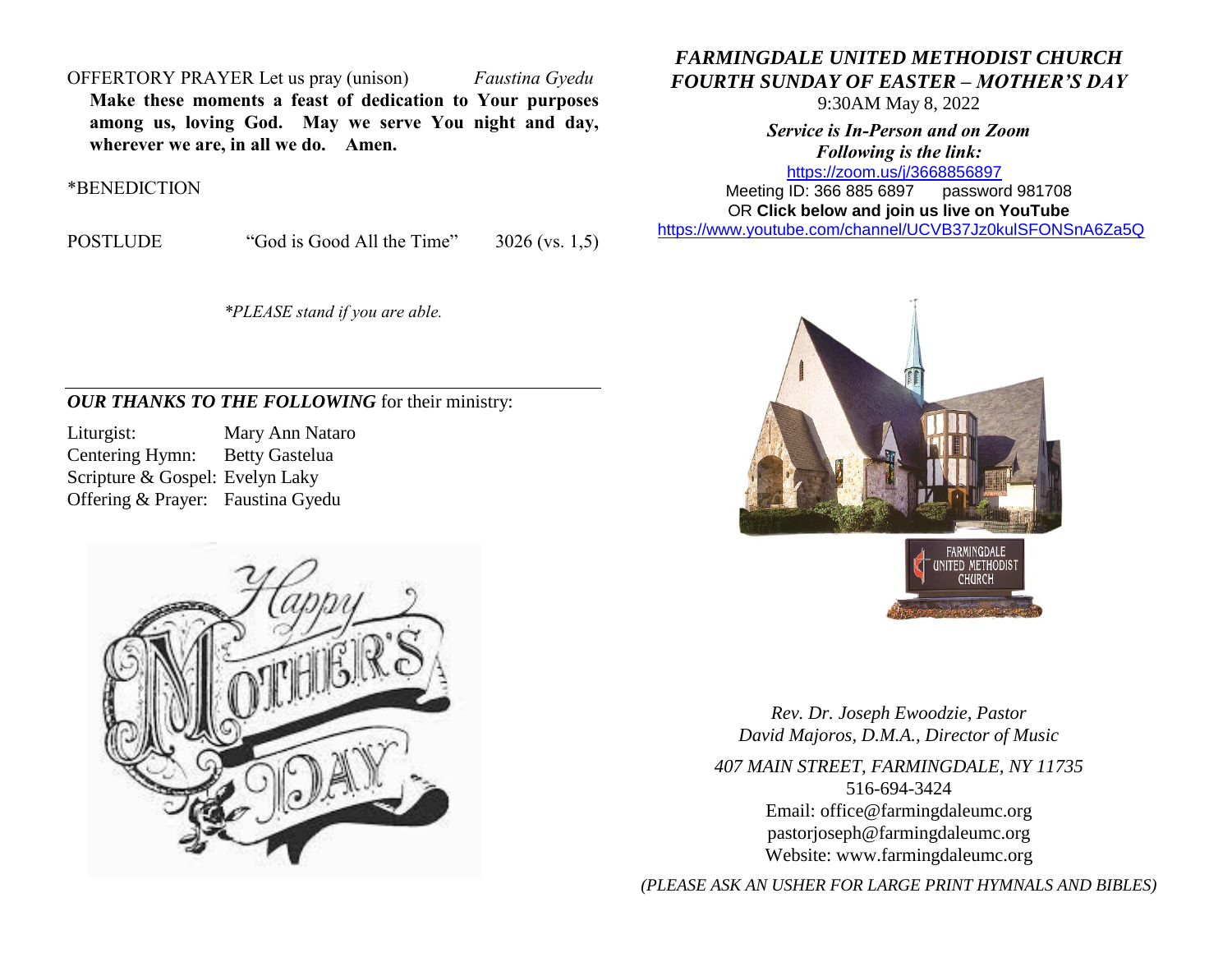OFFERTORY PRAYER Let us pray (unison) *Faustina Gyedu*

**Make these moments a feast of dedication to Your purposes among us, loving God. May we serve You night and day, wherever we are, in all we do. Amen.**

*BENEDICTION

POSTLUDE "God is Good All the Time" 3026 (vs. 1,5)

*\*PLEASE stand if you are able.*

---

***OUR THANKS TO THE FOLLOWING*** for their ministry:

Liturgist: Mary Ann Nataro
Centering Hymn: Betty Gastelua
Scripture & Gospel: Evelyn Laky
Offering & Prayer: Faustina Gyedu

# *FARMINGDALE UNITED METHODIST CHURCH*
## *FOURTH SUNDAY OF EASTER – MOTHER'S DAY*

9:30AM May 8, 2022

***Service is In-Person and on Zoom***
***Following is the link:***

https://zoom.us/j/3668856897
Meeting ID: 366 885 6897 password 981708
OR **Click below and join us live on YouTube**
https://www.youtube.com/channel/UCVB37Jz0kulSFONSnA6Za5Q

*Rev. Dr. Joseph Ewoodzie, Pastor*
*David Majoros, D.M.A., Director of Music*

*407 MAIN STREET, FARMINGDALE, NY 11735*
516-694-3424
Email: office@farmingdaleumc.org
pastorjoseph@farmingdaleumc.org
Website: www.farmingdaleumc.org

*(PLEASE ASK AN USHER FOR LARGE PRINT HYMNALS AND BIBLES)*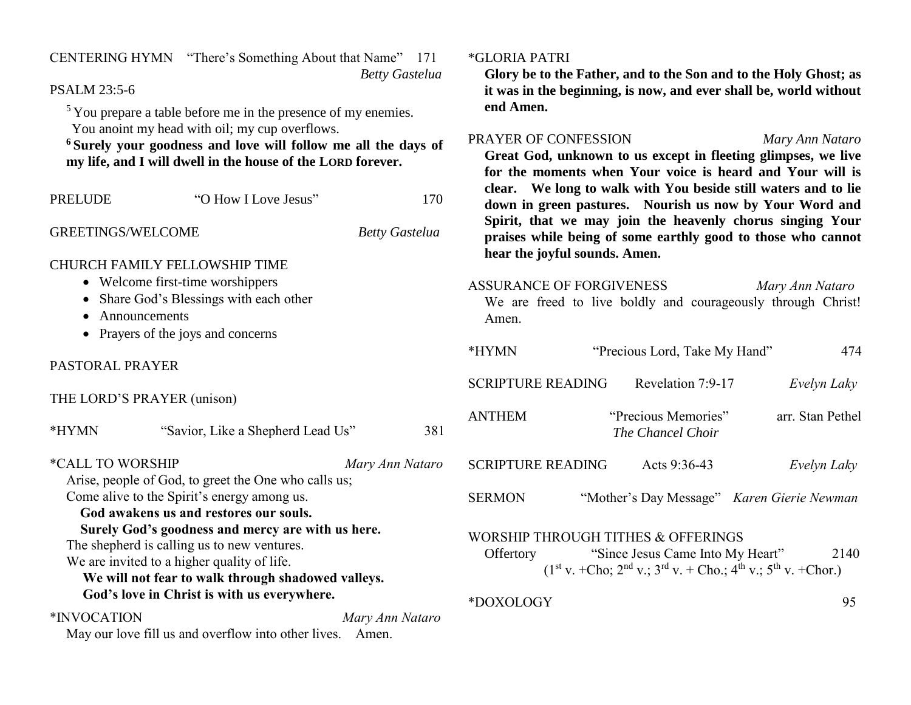CENTERING HYMN "There's Something About that Name" 171
*Betty Gastelua*

PSALM 23:5-6

[5] You prepare a table before me in the presence of my enemies.
You anoint my head with oil; my cup overflows.
**[6] Surely your goodness and love will follow me all the days of my life, and I will dwell in the house of the LORD forever.**

PRELUDE "O How I Love Jesus" 170

GREETINGS/WELCOME *Betty Gastelua*

CHURCH FAMILY FELLOWSHIP TIME

- Welcome first-time worshippers
- Share God's Blessings with each other
- Announcements
- Prayers of the joys and concerns

PASTORAL PRAYER

THE LORD'S PRAYER (unison)

*HYMN "Savior, Like a Shepherd Lead Us" 381

*CALL TO WORSHIP *Mary Ann Nataro*

Arise, people of God, to greet the One who calls us;
Come alive to the Spirit's energy among us.
**God awakens us and restores our souls.**
**Surely God's goodness and mercy are with us here.**
The shepherd is calling us to new ventures.
We are invited to a higher quality of life.
**We will not fear to walk through shadowed valleys.**
**God's love in Christ is with us everywhere.**

*INVOCATION *Mary Ann Nataro*

May our love fill us and overflow into other lives. Amen.

*GLORIA PATRI

**Glory be to the Father, and to the Son and to the Holy Ghost; as it was in the beginning, is now, and ever shall be, world without end Amen.**

PRAYER OF CONFESSION *Mary Ann Nataro*

**Great God, unknown to us except in fleeting glimpses, we live for the moments when Your voice is heard and Your will is clear. We long to walk with You beside still waters and to lie down in green pastures. Nourish us now by Your Word and Spirit, that we may join the heavenly chorus singing Your praises while being of some earthly good to those who cannot hear the joyful sounds. Amen.**

ASSURANCE OF FORGIVENESS *Mary Ann Nataro*

We are freed to live boldly and courageously through Christ! Amen.

*HYMN "Precious Lord, Take My Hand" 474

SCRIPTURE READING Revelation 7:9-17 *Evelyn Laky*

ANTHEM "Precious Memories" arr. Stan Pethel
*The Chancel Choir*

SCRIPTURE READING Acts 9:36-43 *Evelyn Laky*

SERMON "Mother's Day Message" *Karen Gierie Newman*

WORSHIP THROUGH TITHES & OFFERINGS

Offertory "Since Jesus Came Into My Heart" 2140
(1st v. +Cho; 2nd v.; 3rd v. + Cho.; 4th v.; 5th v. +Chor.)

*DOXOLOGY 95